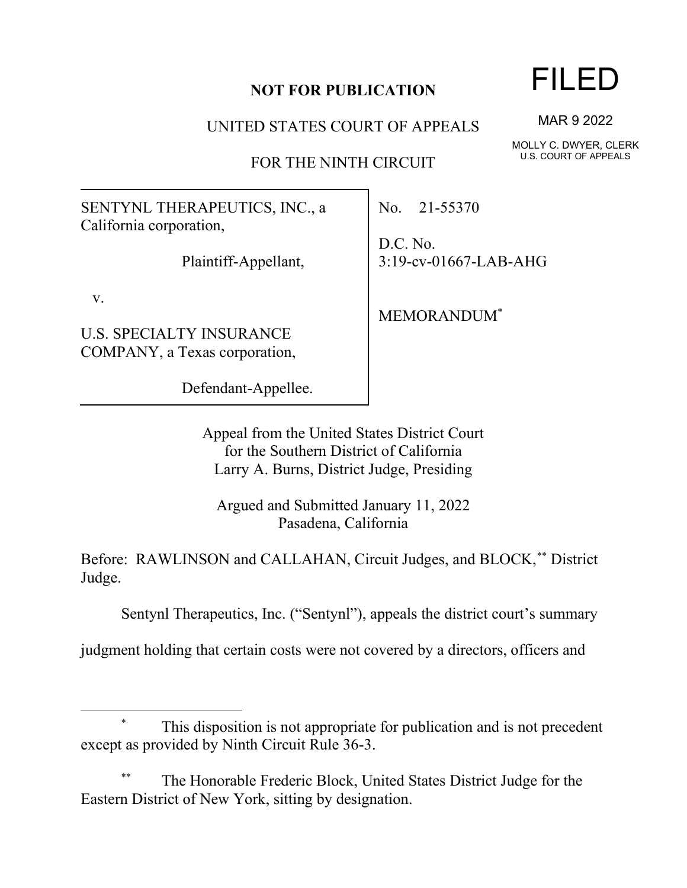**NOT FOR PUBLICATION**

UNITED STATES COURT OF APPEALS

FOR THE NINTH CIRCUIT

FILED

MAR 9 2022

MOLLY C. DWYER, CLERK
U.S. COURT OF APPEALS

SENTYNL THERAPEUTICS, INC., a California corporation,

Plaintiff-Appellant,

v.

U.S. SPECIALTY INSURANCE COMPANY, a Texas corporation,

Defendant-Appellee.

No. 21-55370

D.C. No. 3:19-cv-01667-LAB-AHG

MEMORANDUM[*]

Appeal from the United States District Court
for the Southern District of California
Larry A. Burns, District Judge, Presiding

Argued and Submitted January 11, 2022
Pasadena, California

Before: RAWLINSON and CALLAHAN, Circuit Judges, and BLOCK,[**] District Judge.

Sentynl Therapeutics, Inc. ("Sentynl"), appeals the district court's summary judgment holding that certain costs were not covered by a directors, officers and

---

[*] This disposition is not appropriate for publication and is not precedent except as provided by Ninth Circuit Rule 36-3.

[**] The Honorable Frederic Block, United States District Judge for the Eastern District of New York, sitting by designation.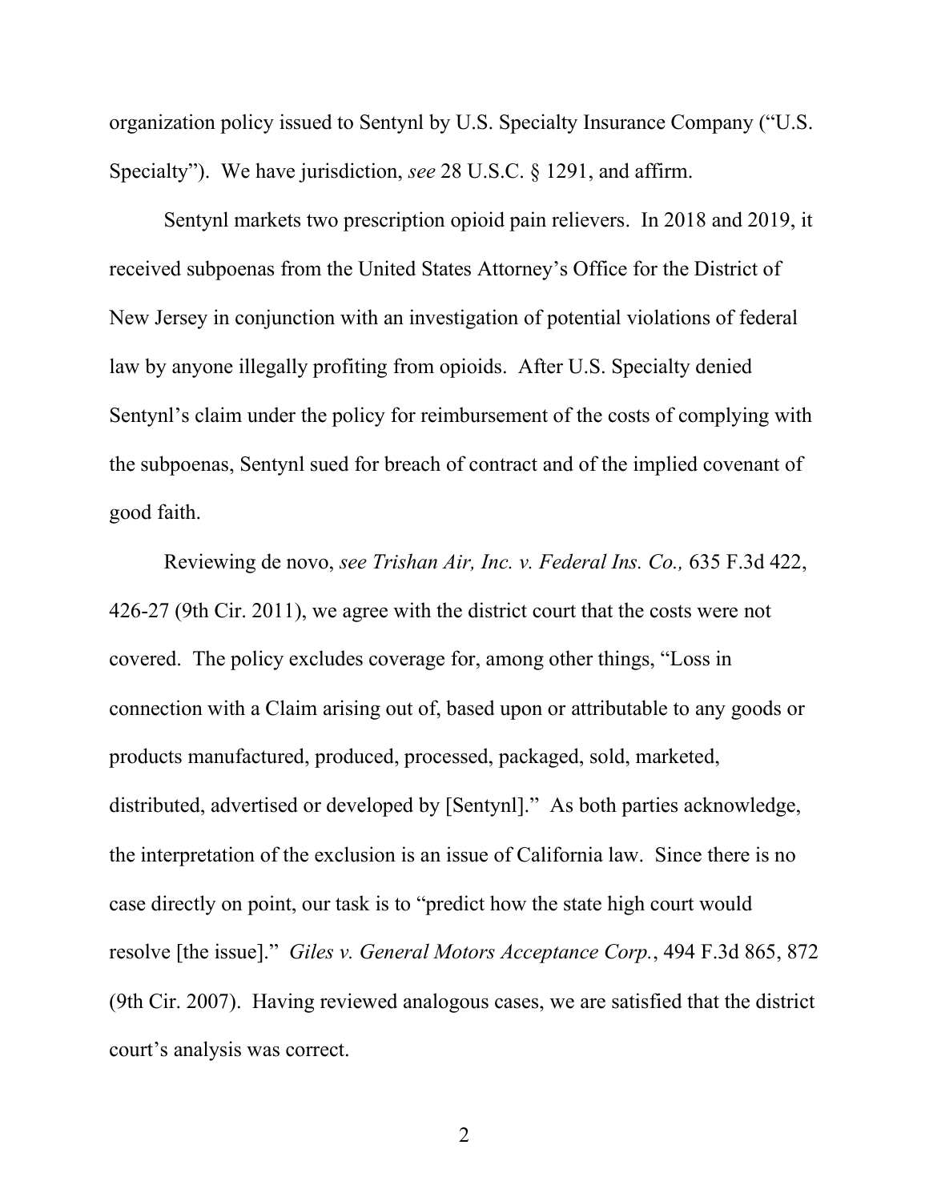organization policy issued to Sentynl by U.S. Specialty Insurance Company ("U.S. Specialty"). We have jurisdiction, *see* 28 U.S.C. § 1291, and affirm.

Sentynl markets two prescription opioid pain relievers. In 2018 and 2019, it received subpoenas from the United States Attorney's Office for the District of New Jersey in conjunction with an investigation of potential violations of federal law by anyone illegally profiting from opioids. After U.S. Specialty denied Sentynl's claim under the policy for reimbursement of the costs of complying with the subpoenas, Sentynl sued for breach of contract and of the implied covenant of good faith.

Reviewing de novo, *see Trishan Air, Inc. v. Federal Ins. Co.,* 635 F.3d 422, 426-27 (9th Cir. 2011), we agree with the district court that the costs were not covered. The policy excludes coverage for, among other things, "Loss in connection with a Claim arising out of, based upon or attributable to any goods or products manufactured, produced, processed, packaged, sold, marketed, distributed, advertised or developed by [Sentynl]." As both parties acknowledge, the interpretation of the exclusion is an issue of California law. Since there is no case directly on point, our task is to "predict how the state high court would resolve [the issue]." *Giles v. General Motors Acceptance Corp.*, 494 F.3d 865, 872 (9th Cir. 2007). Having reviewed analogous cases, we are satisfied that the district court's analysis was correct.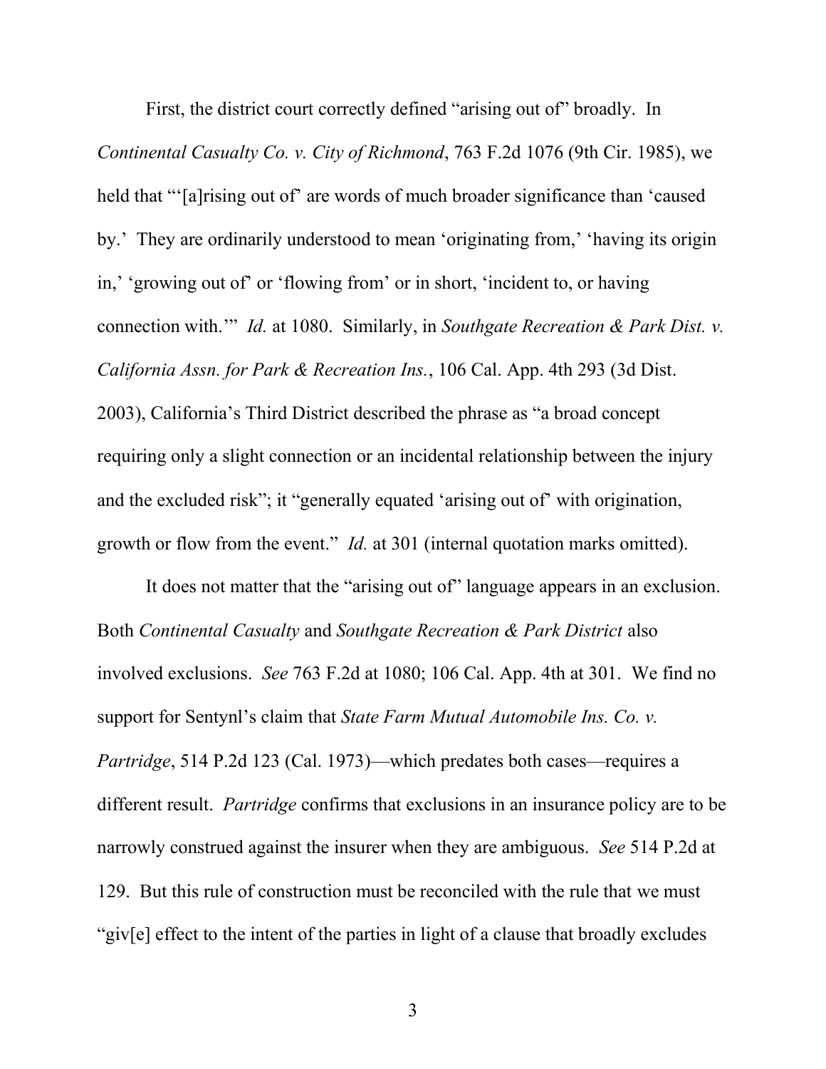First, the district court correctly defined "arising out of" broadly. In *Continental Casualty Co. v. City of Richmond*, 763 F.2d 1076 (9th Cir. 1985), we held that "'[a]rising out of' are words of much broader significance than 'caused by.' They are ordinarily understood to mean 'originating from,' 'having its origin in,' 'growing out of' or 'flowing from' or in short, 'incident to, or having connection with.'" *Id.* at 1080. Similarly, in *Southgate Recreation & Park Dist. v. California Assn. for Park & Recreation Ins.*, 106 Cal. App. 4th 293 (3d Dist. 2003), California's Third District described the phrase as "a broad concept requiring only a slight connection or an incidental relationship between the injury and the excluded risk"; it "generally equated 'arising out of' with origination, growth or flow from the event." *Id.* at 301 (internal quotation marks omitted).

It does not matter that the "arising out of" language appears in an exclusion. Both *Continental Casualty* and *Southgate Recreation & Park District* also involved exclusions. *See* 763 F.2d at 1080; 106 Cal. App. 4th at 301. We find no support for Sentynl's claim that *State Farm Mutual Automobile Ins. Co. v. Partridge*, 514 P.2d 123 (Cal. 1973)—which predates both cases—requires a different result. *Partridge* confirms that exclusions in an insurance policy are to be narrowly construed against the insurer when they are ambiguous. *See* 514 P.2d at 129. But this rule of construction must be reconciled with the rule that we must "giv[e] effect to the intent of the parties in light of a clause that broadly excludes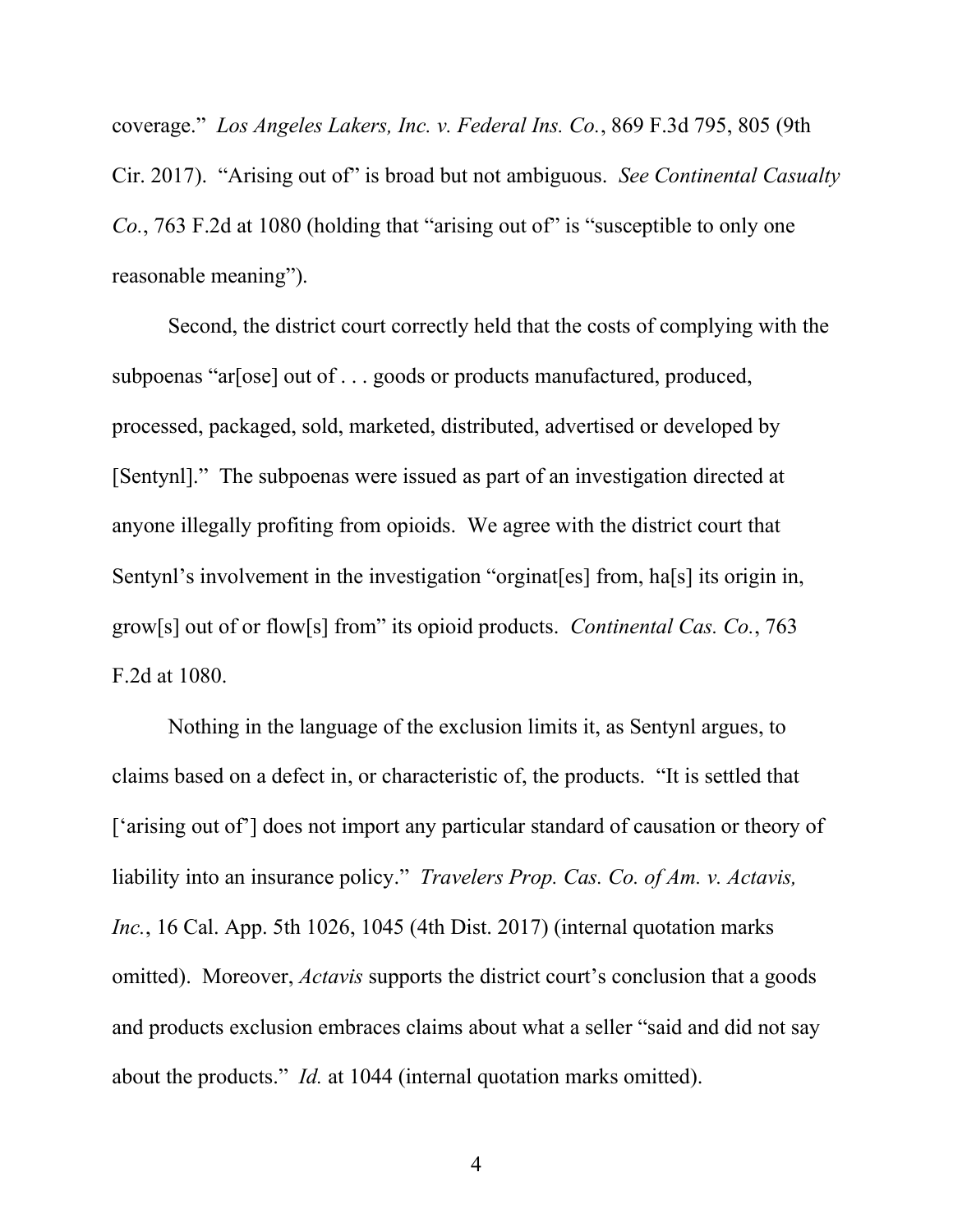coverage." *Los Angeles Lakers, Inc. v. Federal Ins. Co.*, 869 F.3d 795, 805 (9th Cir. 2017). "Arising out of" is broad but not ambiguous. *See Continental Casualty Co.*, 763 F.2d at 1080 (holding that "arising out of" is "susceptible to only one reasonable meaning").

Second, the district court correctly held that the costs of complying with the subpoenas "ar[ose] out of . . . goods or products manufactured, produced, processed, packaged, sold, marketed, distributed, advertised or developed by [Sentynl]." The subpoenas were issued as part of an investigation directed at anyone illegally profiting from opioids. We agree with the district court that Sentynl's involvement in the investigation "orginat[es] from, ha[s] its origin in, grow[s] out of or flow[s] from" its opioid products. *Continental Cas. Co.*, 763 F.2d at 1080.

Nothing in the language of the exclusion limits it, as Sentynl argues, to claims based on a defect in, or characteristic of, the products. "It is settled that ['arising out of'] does not import any particular standard of causation or theory of liability into an insurance policy." *Travelers Prop. Cas. Co. of Am. v. Actavis, Inc.*, 16 Cal. App. 5th 1026, 1045 (4th Dist. 2017) (internal quotation marks omitted). Moreover, *Actavis* supports the district court's conclusion that a goods and products exclusion embraces claims about what a seller "said and did not say about the products." *Id.* at 1044 (internal quotation marks omitted).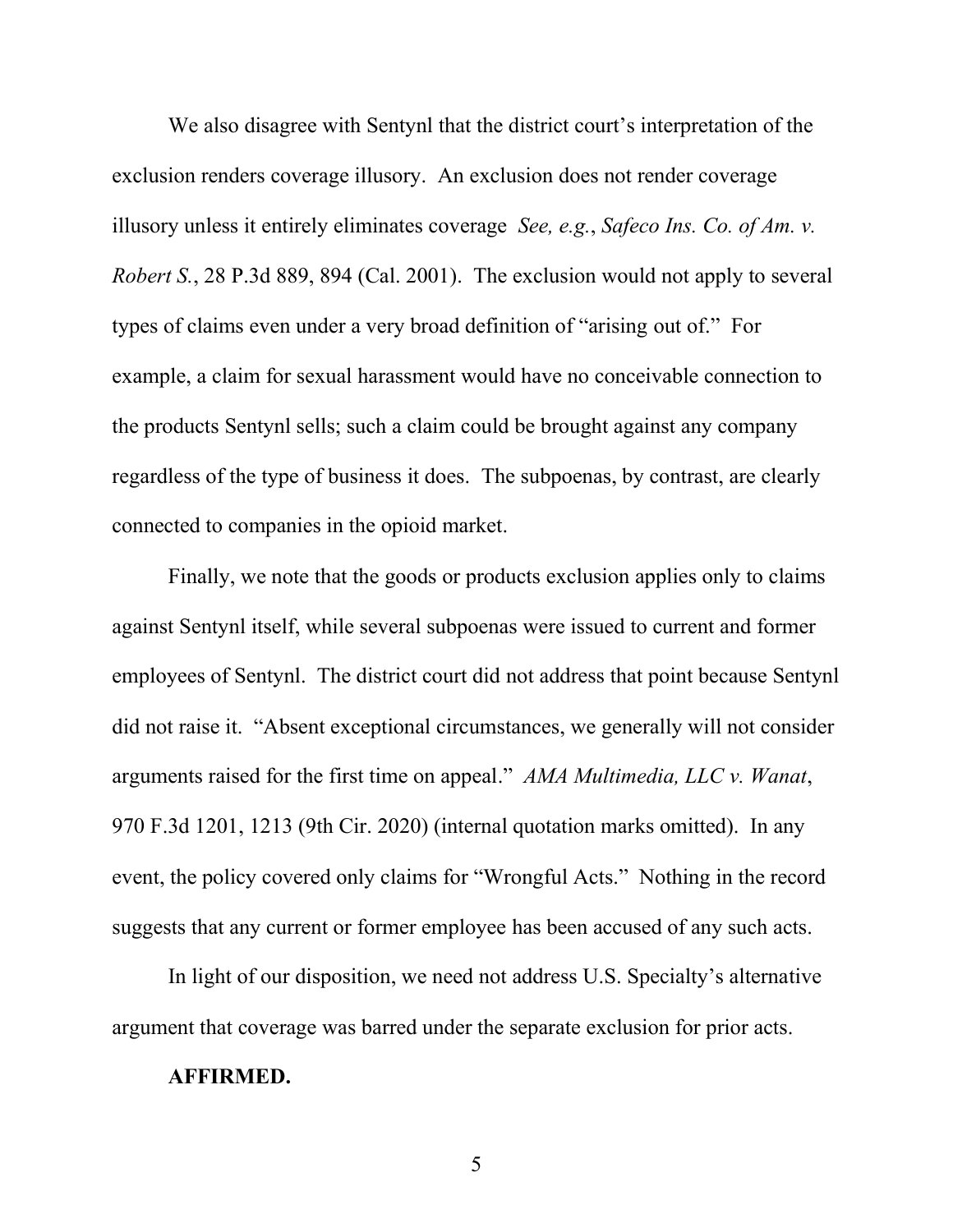We also disagree with Sentynl that the district court's interpretation of the exclusion renders coverage illusory. An exclusion does not render coverage illusory unless it entirely eliminates coverage *See, e.g.*, *Safeco Ins. Co. of Am. v. Robert S.*, 28 P.3d 889, 894 (Cal. 2001). The exclusion would not apply to several types of claims even under a very broad definition of "arising out of." For example, a claim for sexual harassment would have no conceivable connection to the products Sentynl sells; such a claim could be brought against any company regardless of the type of business it does. The subpoenas, by contrast, are clearly connected to companies in the opioid market.

Finally, we note that the goods or products exclusion applies only to claims against Sentynl itself, while several subpoenas were issued to current and former employees of Sentynl. The district court did not address that point because Sentynl did not raise it. "Absent exceptional circumstances, we generally will not consider arguments raised for the first time on appeal." *AMA Multimedia, LLC v. Wanat*, 970 F.3d 1201, 1213 (9th Cir. 2020) (internal quotation marks omitted). In any event, the policy covered only claims for "Wrongful Acts." Nothing in the record suggests that any current or former employee has been accused of any such acts.

In light of our disposition, we need not address U.S. Specialty's alternative argument that coverage was barred under the separate exclusion for prior acts.

**AFFIRMED.**